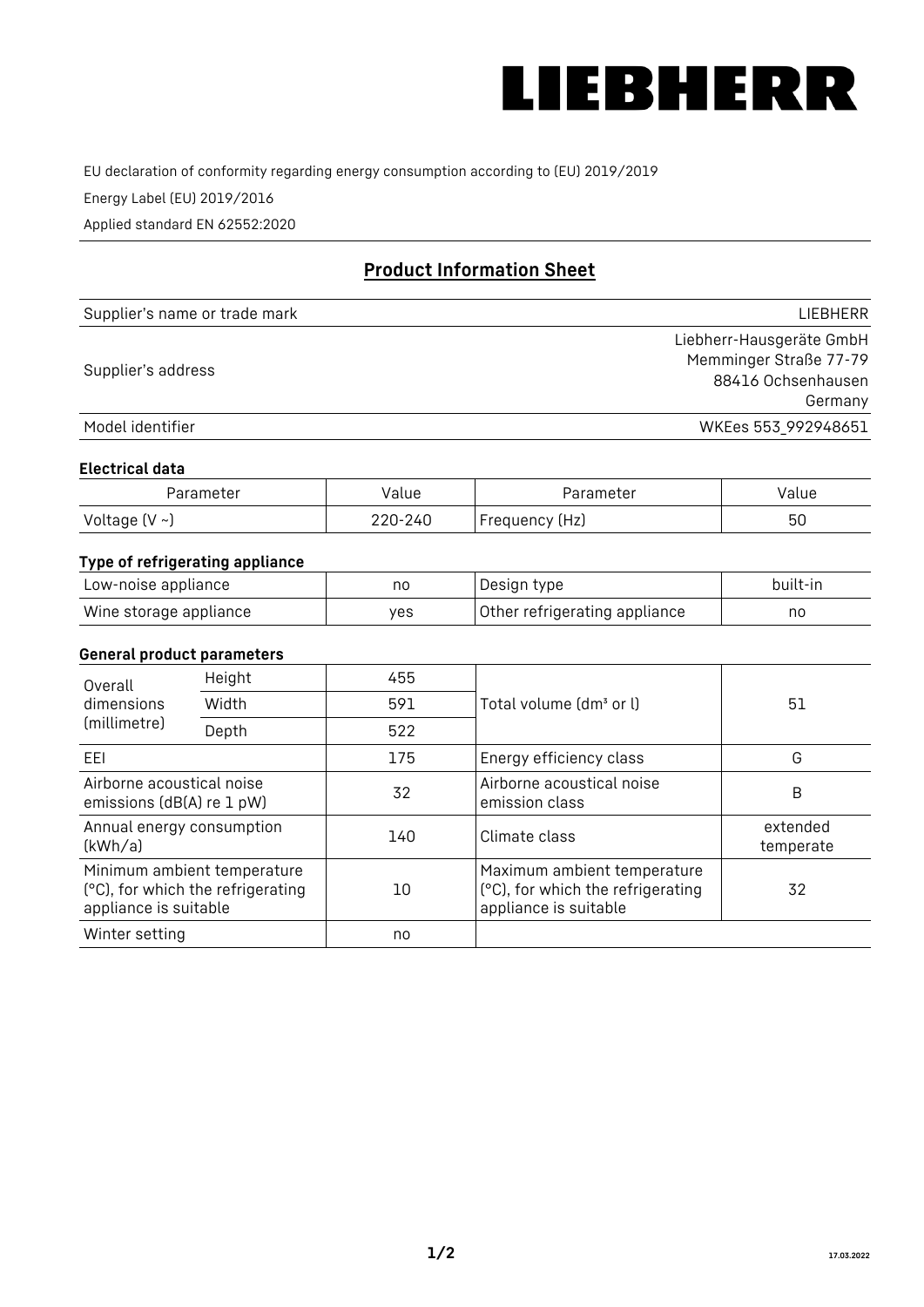# LIEBHERR

EU declaration of conformity regarding energy consumption according to (EU) 2019/2019

Energy Label (EU) 2019/2016

Applied standard EN 62552:2020

## Product Information Sheet

| | |
|---|---|
| Supplier's name or trade mark | LIEBHERR |
| Supplier's address | Liebherr-Hausgeräte GmbH<br>Memminger Straße 77-79<br>88416 Ochsenhausen<br>Germany |
| Model identifier | WKEes 553_992948651 |

### Electrical data

| Parameter | Value | Parameter | Value |
|---|---|---|---|
| Voltage (V ~) | 220-240 | Frequency (Hz) | 50 |

### Type of refrigerating appliance

| | | | |
|---|---|---|---|
| Low-noise appliance | no | Design type | built-in |
| Wine storage appliance | yes | Other refrigerating appliance | no |

### General product parameters

| | | | | |
|---|---|---|---|---|
| Overall dimensions (millimetre) | Height | 455 | Total volume (dm³ or l) | 51 |
| | Width | 591 | | |
| | Depth | 522 | | |
| EEI | | 175 | Energy efficiency class | G |
| Airborne acoustical noise emissions (dB(A) re 1 pW) | | 32 | Airborne acoustical noise emission class | B |
| Annual energy consumption (kWh/a) | | 140 | Climate class | extended temperate |
| Minimum ambient temperature (°C), for which the refrigerating appliance is suitable | | 10 | Maximum ambient temperature (°C), for which the refrigerating appliance is suitable | 32 |
| Winter setting | | no | | |

17.03.2022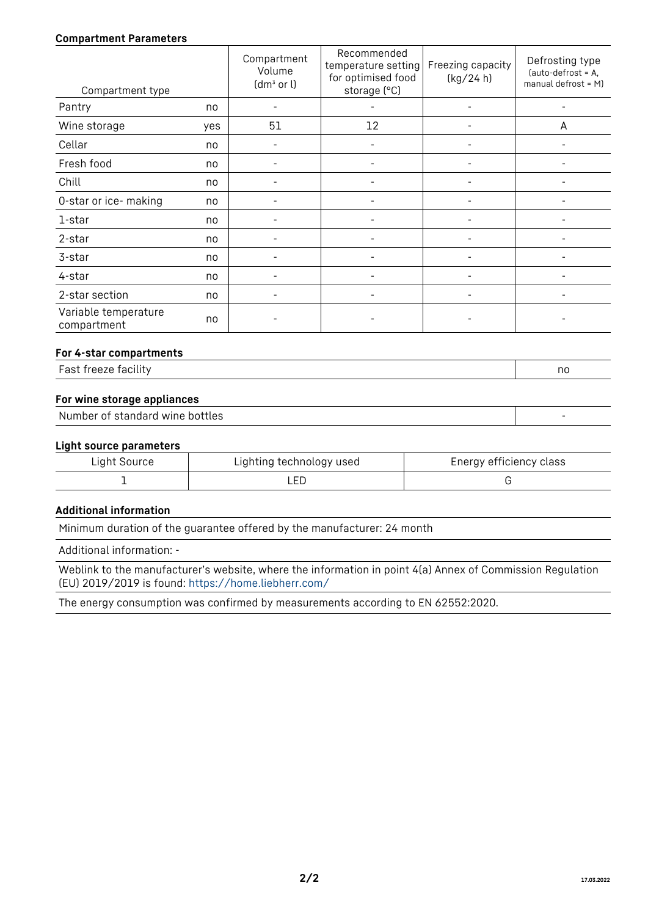**Compartment Parameters**

| Compartment type | | Compartment Volume (dm³ or l) | Recommended temperature setting for optimised food storage (°C) | Freezing capacity (kg/24 h) | Defrosting type (auto-defrost = A, manual defrost = M) |
|---|---|---|---|---|---|
| Pantry | no | - | - | - | - |
| Wine storage | yes | 51 | 12 | - | A |
| Cellar | no | - | - | - | - |
| Fresh food | no | - | - | - | - |
| Chill | no | - | - | - | - |
| 0-star or ice- making | no | - | - | - | - |
| 1-star | no | - | - | - | - |
| 2-star | no | - | - | - | - |
| 3-star | no | - | - | - | - |
| 4-star | no | - | - | - | - |
| 2-star section | no | - | - | - | - |
| Variable temperature compartment | no | - | - | - | - |

**For 4-star compartments**

| | |
|---|---|
| Fast freeze facility | no |

**For wine storage appliances**

| | |
|---|---|
| Number of standard wine bottles | - |

**Light source parameters**

| Light Source | Lighting technology used | Energy efficiency class |
|---|---|---|
| 1 | LED | G |

**Additional information**

Minimum duration of the guarantee offered by the manufacturer: 24 month

Additional information: -

Weblink to the manufacturer's website, where the information in point 4(a) Annex of Commission Regulation (EU) 2019/2019 is found: https://home.liebherr.com/

The energy consumption was confirmed by measurements according to EN 62552:2020.

17.03.2022